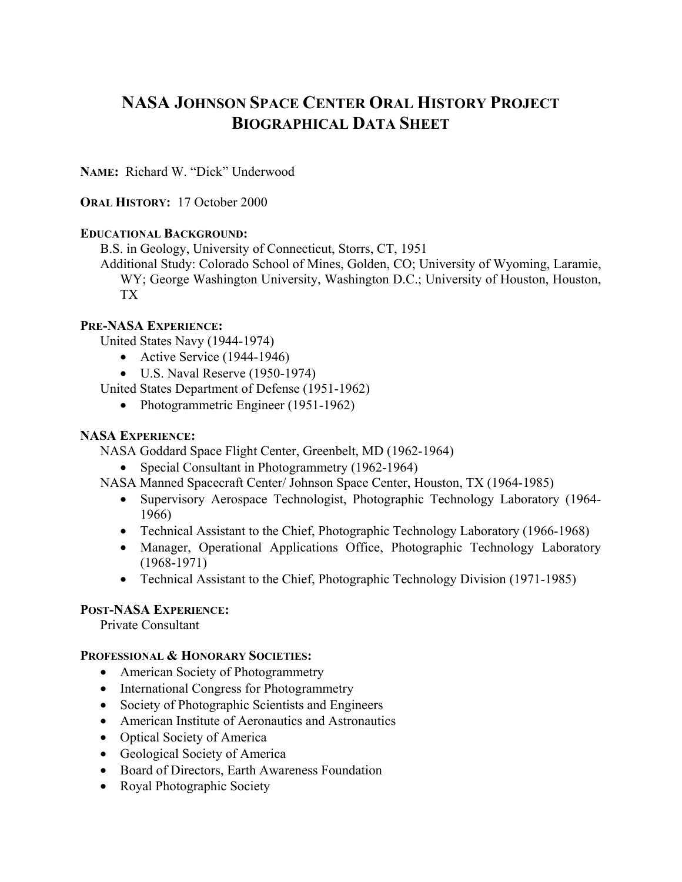# NASA JOHNSON SPACE CENTER ORAL HISTORY PROJECT
# BIOGRAPHICAL DATA SHEET

**NAME:** Richard W. "Dick" Underwood

**ORAL HISTORY:** 17 October 2000

**EDUCATIONAL BACKGROUND:**

B.S. in Geology, University of Connecticut, Storrs, CT, 1951

Additional Study: Colorado School of Mines, Golden, CO; University of Wyoming, Laramie, WY; George Washington University, Washington D.C.; University of Houston, Houston, TX

**PRE-NASA EXPERIENCE:**

United States Navy (1944-1974)

- Active Service (1944-1946)
- U.S. Naval Reserve (1950-1974)

United States Department of Defense (1951-1962)

- Photogrammetric Engineer (1951-1962)

**NASA EXPERIENCE:**

NASA Goddard Space Flight Center, Greenbelt, MD (1962-1964)

- Special Consultant in Photogrammetry (1962-1964)

NASA Manned Spacecraft Center/ Johnson Space Center, Houston, TX (1964-1985)

- Supervisory Aerospace Technologist, Photographic Technology Laboratory (1964-1966)
- Technical Assistant to the Chief, Photographic Technology Laboratory (1966-1968)
- Manager, Operational Applications Office, Photographic Technology Laboratory (1968-1971)
- Technical Assistant to the Chief, Photographic Technology Division (1971-1985)

**POST-NASA EXPERIENCE:**

Private Consultant

**PROFESSIONAL & HONORARY SOCIETIES:**

- American Society of Photogrammetry
- International Congress for Photogrammetry
- Society of Photographic Scientists and Engineers
- American Institute of Aeronautics and Astronautics
- Optical Society of America
- Geological Society of America
- Board of Directors, Earth Awareness Foundation
- Royal Photographic Society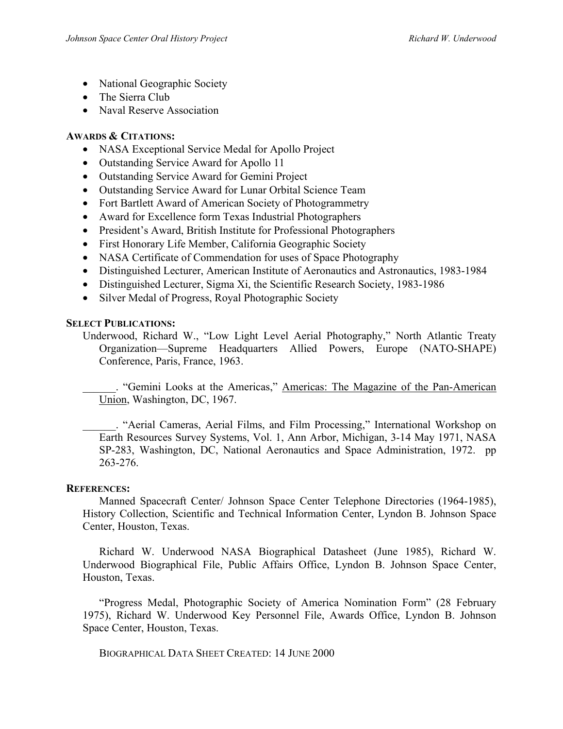- National Geographic Society
- The Sierra Club
- Naval Reserve Association

**AWARDS & CITATIONS:**

- NASA Exceptional Service Medal for Apollo Project
- Outstanding Service Award for Apollo 11
- Outstanding Service Award for Gemini Project
- Outstanding Service Award for Lunar Orbital Science Team
- Fort Bartlett Award of American Society of Photogrammetry
- Award for Excellence form Texas Industrial Photographers
- President's Award, British Institute for Professional Photographers
- First Honorary Life Member, California Geographic Society
- NASA Certificate of Commendation for uses of Space Photography
- Distinguished Lecturer, American Institute of Aeronautics and Astronautics, 1983-1984
- Distinguished Lecturer, Sigma Xi, the Scientific Research Society, 1983-1986
- Silver Medal of Progress, Royal Photographic Society

**SELECT PUBLICATIONS:**

Underwood, Richard W., "Low Light Level Aerial Photography," North Atlantic Treaty Organization—Supreme Headquarters Allied Powers, Europe (NATO-SHAPE) Conference, Paris, France, 1963.

______. "Gemini Looks at the Americas," Americas: The Magazine of the Pan-American Union, Washington, DC, 1967.

______. "Aerial Cameras, Aerial Films, and Film Processing," International Workshop on Earth Resources Survey Systems, Vol. 1, Ann Arbor, Michigan, 3-14 May 1971, NASA SP-283, Washington, DC, National Aeronautics and Space Administration, 1972. pp 263-276.

**REFERENCES:**

Manned Spacecraft Center/ Johnson Space Center Telephone Directories (1964-1985), History Collection, Scientific and Technical Information Center, Lyndon B. Johnson Space Center, Houston, Texas.

Richard W. Underwood NASA Biographical Datasheet (June 1985), Richard W. Underwood Biographical File, Public Affairs Office, Lyndon B. Johnson Space Center, Houston, Texas.

"Progress Medal, Photographic Society of America Nomination Form" (28 February 1975), Richard W. Underwood Key Personnel File, Awards Office, Lyndon B. Johnson Space Center, Houston, Texas.

BIOGRAPHICAL DATA SHEET CREATED: 14 JUNE 2000